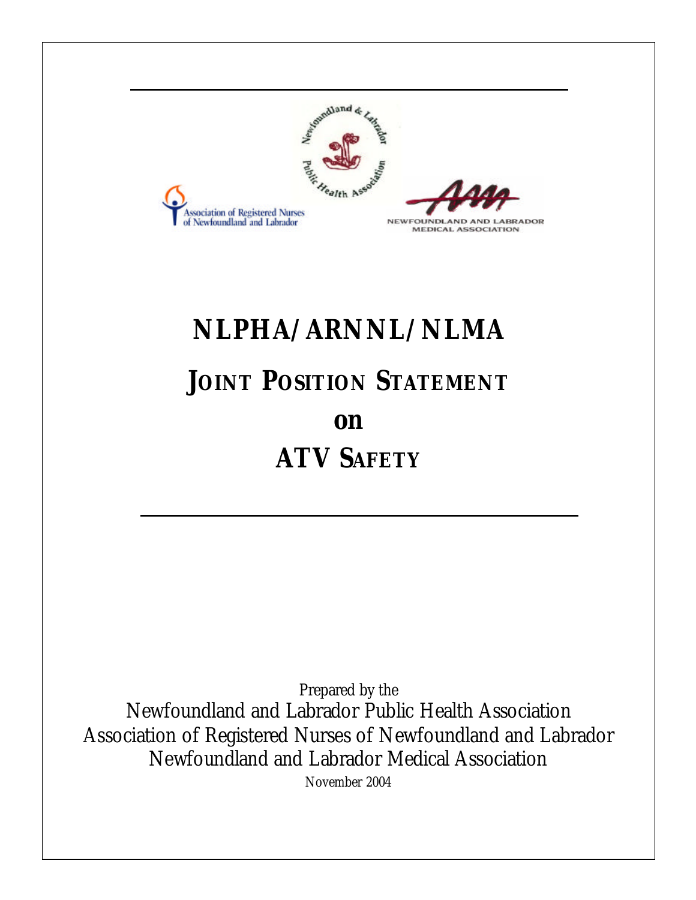Association of Registered Nurses of Newfoundland and Labrador

Newfoundland & Labrador Public Health Association

NEWFOUNDLAND AND LABRADOR MEDICAL ASSOCIATION

# NLPHA/ARNNL/NLMA

# JOINT POSITION STATEMENT

# on

# ATV SAFETY

Prepared by the

Newfoundland and Labrador Public Health Association

Association of Registered Nurses of Newfoundland and Labrador

Newfoundland and Labrador Medical Association

November 2004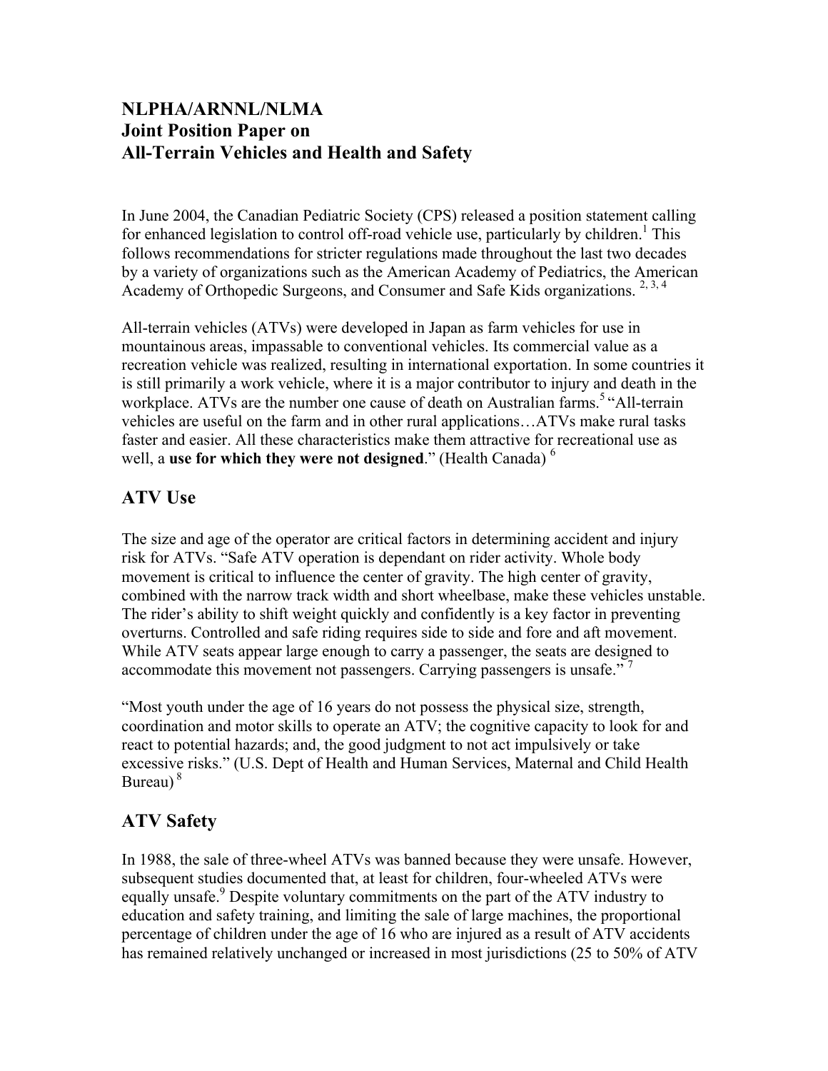## NLPHA/ARNNL/NLMA
## Joint Position Paper on
## All-Terrain Vehicles and Health and Safety

In June 2004, the Canadian Pediatric Society (CPS) released a position statement calling for enhanced legislation to control off-road vehicle use, particularly by children.[1] This follows recommendations for stricter regulations made throughout the last two decades by a variety of organizations such as the American Academy of Pediatrics, the American Academy of Orthopedic Surgeons, and Consumer and Safe Kids organizations. [2, 3, 4]

All-terrain vehicles (ATVs) were developed in Japan as farm vehicles for use in mountainous areas, impassable to conventional vehicles. Its commercial value as a recreation vehicle was realized, resulting in international exportation. In some countries it is still primarily a work vehicle, where it is a major contributor to injury and death in the workplace. ATVs are the number one cause of death on Australian farms.[5] "All-terrain vehicles are useful on the farm and in other rural applications…ATVs make rural tasks faster and easier. All these characteristics make them attractive for recreational use as well, a **use for which they were not designed**." (Health Canada) [6]

## ATV Use

The size and age of the operator are critical factors in determining accident and injury risk for ATVs. "Safe ATV operation is dependant on rider activity. Whole body movement is critical to influence the center of gravity. The high center of gravity, combined with the narrow track width and short wheelbase, make these vehicles unstable. The rider's ability to shift weight quickly and confidently is a key factor in preventing overturns. Controlled and safe riding requires side to side and fore and aft movement. While ATV seats appear large enough to carry a passenger, the seats are designed to accommodate this movement not passengers. Carrying passengers is unsafe." [7]

"Most youth under the age of 16 years do not possess the physical size, strength, coordination and motor skills to operate an ATV; the cognitive capacity to look for and react to potential hazards; and, the good judgment to not act impulsively or take excessive risks." (U.S. Dept of Health and Human Services, Maternal and Child Health Bureau) [8]

## ATV Safety

In 1988, the sale of three-wheel ATVs was banned because they were unsafe. However, subsequent studies documented that, at least for children, four-wheeled ATVs were equally unsafe.[9] Despite voluntary commitments on the part of the ATV industry to education and safety training, and limiting the sale of large machines, the proportional percentage of children under the age of 16 who are injured as a result of ATV accidents has remained relatively unchanged or increased in most jurisdictions (25 to 50% of ATV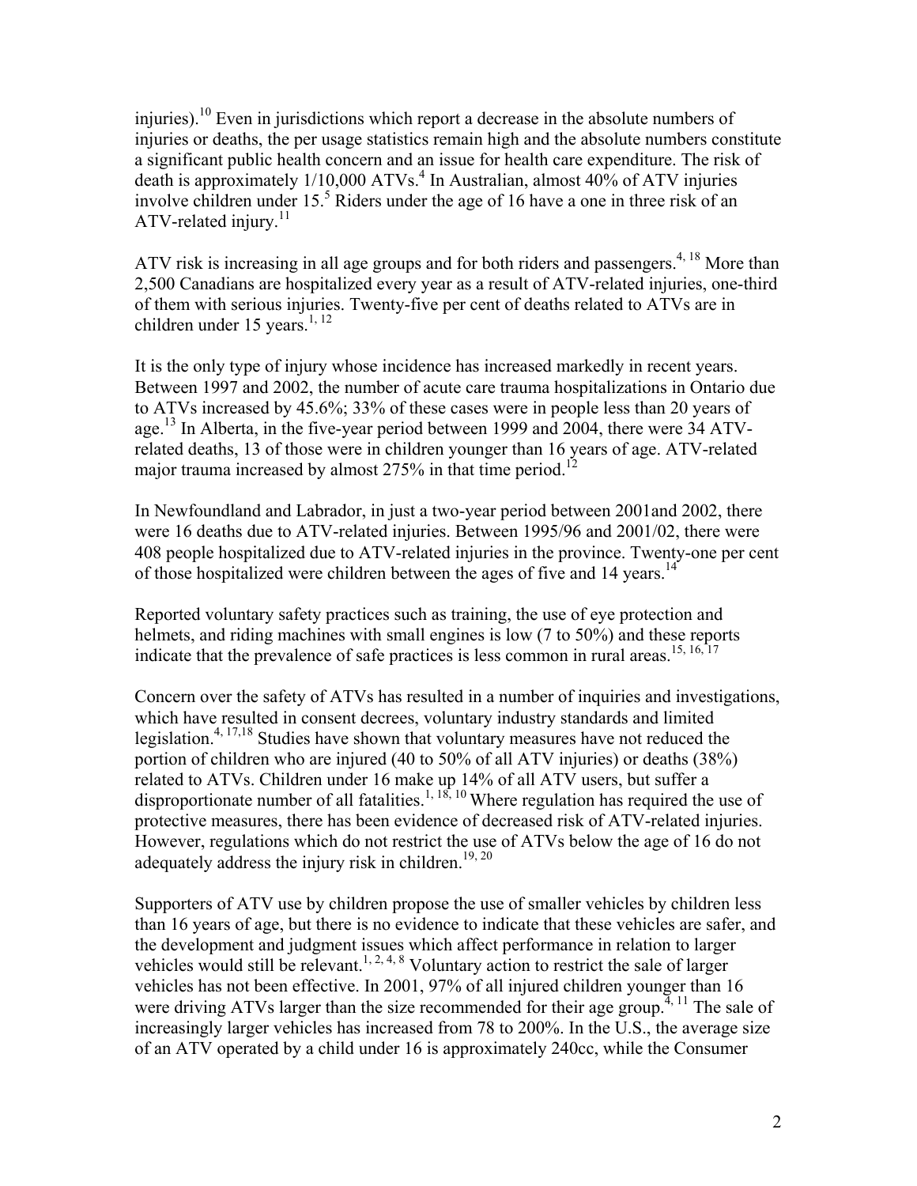injuries).[10] Even in jurisdictions which report a decrease in the absolute numbers of injuries or deaths, the per usage statistics remain high and the absolute numbers constitute a significant public health concern and an issue for health care expenditure. The risk of death is approximately 1/10,000 ATVs.[4] In Australian, almost 40% of ATV injuries involve children under 15.[5] Riders under the age of 16 have a one in three risk of an ATV-related injury.[11]

ATV risk is increasing in all age groups and for both riders and passengers.[4, 18] More than 2,500 Canadians are hospitalized every year as a result of ATV-related injuries, one-third of them with serious injuries. Twenty-five per cent of deaths related to ATVs are in children under 15 years.[1, 12]

It is the only type of injury whose incidence has increased markedly in recent years. Between 1997 and 2002, the number of acute care trauma hospitalizations in Ontario due to ATVs increased by 45.6%; 33% of these cases were in people less than 20 years of age.[13] In Alberta, in the five-year period between 1999 and 2004, there were 34 ATV-related deaths, 13 of those were in children younger than 16 years of age. ATV-related major trauma increased by almost 275% in that time period.[12]

In Newfoundland and Labrador, in just a two-year period between 2001and 2002, there were 16 deaths due to ATV-related injuries. Between 1995/96 and 2001/02, there were 408 people hospitalized due to ATV-related injuries in the province. Twenty-one per cent of those hospitalized were children between the ages of five and 14 years.[14]

Reported voluntary safety practices such as training, the use of eye protection and helmets, and riding machines with small engines is low (7 to 50%) and these reports indicate that the prevalence of safe practices is less common in rural areas.[15, 16, 17]

Concern over the safety of ATVs has resulted in a number of inquiries and investigations, which have resulted in consent decrees, voluntary industry standards and limited legislation.[4, 17,18] Studies have shown that voluntary measures have not reduced the portion of children who are injured (40 to 50% of all ATV injuries) or deaths (38%) related to ATVs. Children under 16 make up 14% of all ATV users, but suffer a disproportionate number of all fatalities.[1, 18, 10] Where regulation has required the use of protective measures, there has been evidence of decreased risk of ATV-related injuries. However, regulations which do not restrict the use of ATVs below the age of 16 do not adequately address the injury risk in children.[19, 20]

Supporters of ATV use by children propose the use of smaller vehicles by children less than 16 years of age, but there is no evidence to indicate that these vehicles are safer, and the development and judgment issues which affect performance in relation to larger vehicles would still be relevant.[1, 2, 4, 8] Voluntary action to restrict the sale of larger vehicles has not been effective. In 2001, 97% of all injured children younger than 16 were driving ATVs larger than the size recommended for their age group.[4, 11] The sale of increasingly larger vehicles has increased from 78 to 200%. In the U.S., the average size of an ATV operated by a child under 16 is approximately 240cc, while the Consumer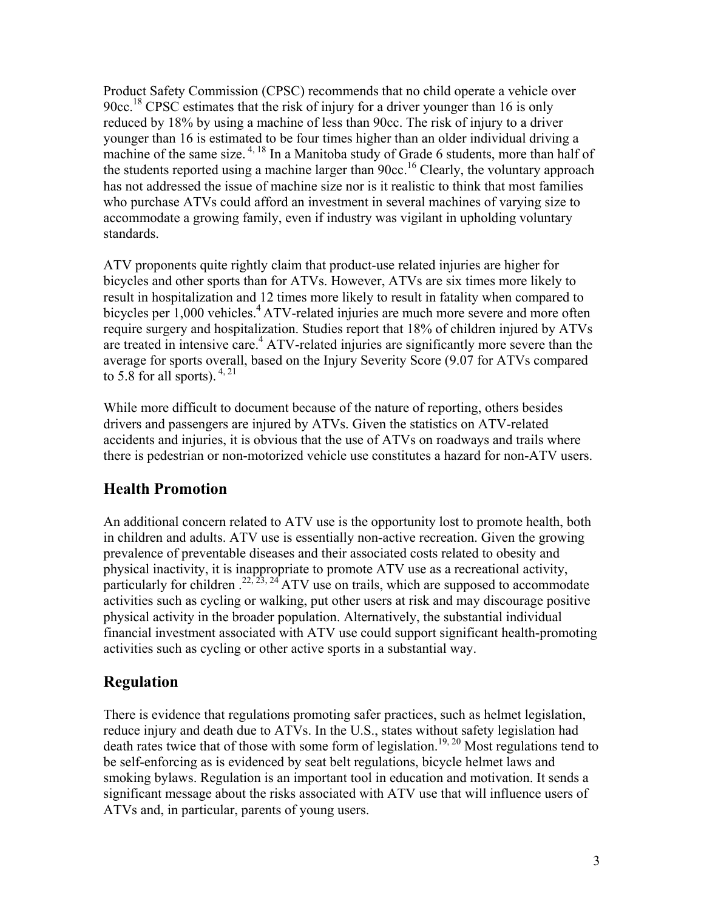Product Safety Commission (CPSC) recommends that no child operate a vehicle over 90cc.[18] CPSC estimates that the risk of injury for a driver younger than 16 is only reduced by 18% by using a machine of less than 90cc. The risk of injury to a driver younger than 16 is estimated to be four times higher than an older individual driving a machine of the same size. [4, 18] In a Manitoba study of Grade 6 students, more than half of the students reported using a machine larger than 90cc.[16] Clearly, the voluntary approach has not addressed the issue of machine size nor is it realistic to think that most families who purchase ATVs could afford an investment in several machines of varying size to accommodate a growing family, even if industry was vigilant in upholding voluntary standards.

ATV proponents quite rightly claim that product-use related injuries are higher for bicycles and other sports than for ATVs. However, ATVs are six times more likely to result in hospitalization and 12 times more likely to result in fatality when compared to bicycles per 1,000 vehicles.[4] ATV-related injuries are much more severe and more often require surgery and hospitalization. Studies report that 18% of children injured by ATVs are treated in intensive care.[4] ATV-related injuries are significantly more severe than the average for sports overall, based on the Injury Severity Score (9.07 for ATVs compared to 5.8 for all sports). [4, 21]

While more difficult to document because of the nature of reporting, others besides drivers and passengers are injured by ATVs. Given the statistics on ATV-related accidents and injuries, it is obvious that the use of ATVs on roadways and trails where there is pedestrian or non-motorized vehicle use constitutes a hazard for non-ATV users.

## Health Promotion

An additional concern related to ATV use is the opportunity lost to promote health, both in children and adults. ATV use is essentially non-active recreation. Given the growing prevalence of preventable diseases and their associated costs related to obesity and physical inactivity, it is inappropriate to promote ATV use as a recreational activity, particularly for children .[22, 23, 24] ATV use on trails, which are supposed to accommodate activities such as cycling or walking, put other users at risk and may discourage positive physical activity in the broader population. Alternatively, the substantial individual financial investment associated with ATV use could support significant health-promoting activities such as cycling or other active sports in a substantial way.

## Regulation

There is evidence that regulations promoting safer practices, such as helmet legislation, reduce injury and death due to ATVs. In the U.S., states without safety legislation had death rates twice that of those with some form of legislation.[19, 20] Most regulations tend to be self-enforcing as is evidenced by seat belt regulations, bicycle helmet laws and smoking bylaws. Regulation is an important tool in education and motivation. It sends a significant message about the risks associated with ATV use that will influence users of ATVs and, in particular, parents of young users.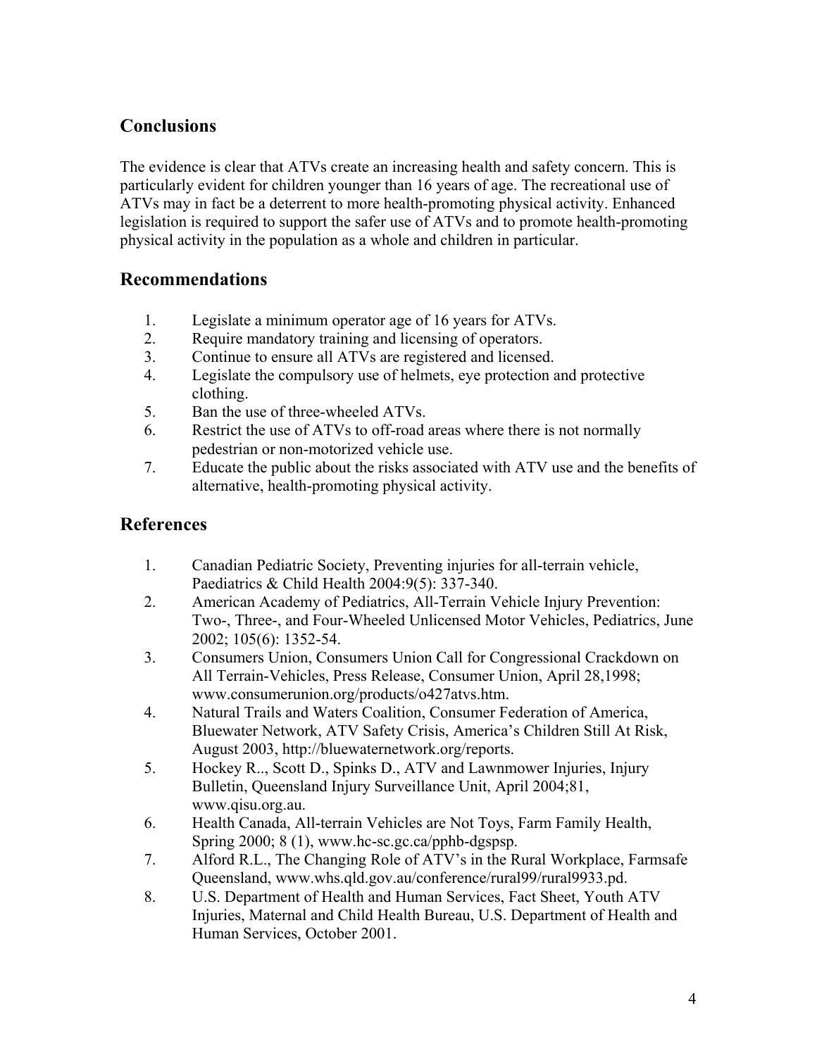## Conclusions

The evidence is clear that ATVs create an increasing health and safety concern. This is particularly evident for children younger than 16 years of age. The recreational use of ATVs may in fact be a deterrent to more health-promoting physical activity. Enhanced legislation is required to support the safer use of ATVs and to promote health-promoting physical activity in the population as a whole and children in particular.

## Recommendations

1. Legislate a minimum operator age of 16 years for ATVs.
2. Require mandatory training and licensing of operators.
3. Continue to ensure all ATVs are registered and licensed.
4. Legislate the compulsory use of helmets, eye protection and protective clothing.
5. Ban the use of three-wheeled ATVs.
6. Restrict the use of ATVs to off-road areas where there is not normally pedestrian or non-motorized vehicle use.
7. Educate the public about the risks associated with ATV use and the benefits of alternative, health-promoting physical activity.

## References

1. Canadian Pediatric Society, Preventing injuries for all-terrain vehicle, Paediatrics & Child Health 2004:9(5): 337-340.
2. American Academy of Pediatrics, All-Terrain Vehicle Injury Prevention: Two-, Three-, and Four-Wheeled Unlicensed Motor Vehicles, Pediatrics, June 2002; 105(6): 1352-54.
3. Consumers Union, Consumers Union Call for Congressional Crackdown on All Terrain-Vehicles, Press Release, Consumer Union, April 28,1998; www.consumerunion.org/products/o427atvs.htm.
4. Natural Trails and Waters Coalition, Consumer Federation of America, Bluewater Network, ATV Safety Crisis, America's Children Still At Risk, August 2003, http://bluewaternetwork.org/reports.
5. Hockey R.., Scott D., Spinks D., ATV and Lawnmower Injuries, Injury Bulletin, Queensland Injury Surveillance Unit, April 2004;81, www.qisu.org.au.
6. Health Canada, All-terrain Vehicles are Not Toys, Farm Family Health, Spring 2000; 8 (1), www.hc-sc.gc.ca/pphb-dgspsp.
7. Alford R.L., The Changing Role of ATV's in the Rural Workplace, Farmsafe Queensland, www.whs.qld.gov.au/conference/rural99/rural9933.pd.
8. U.S. Department of Health and Human Services, Fact Sheet, Youth ATV Injuries, Maternal and Child Health Bureau, U.S. Department of Health and Human Services, October 2001.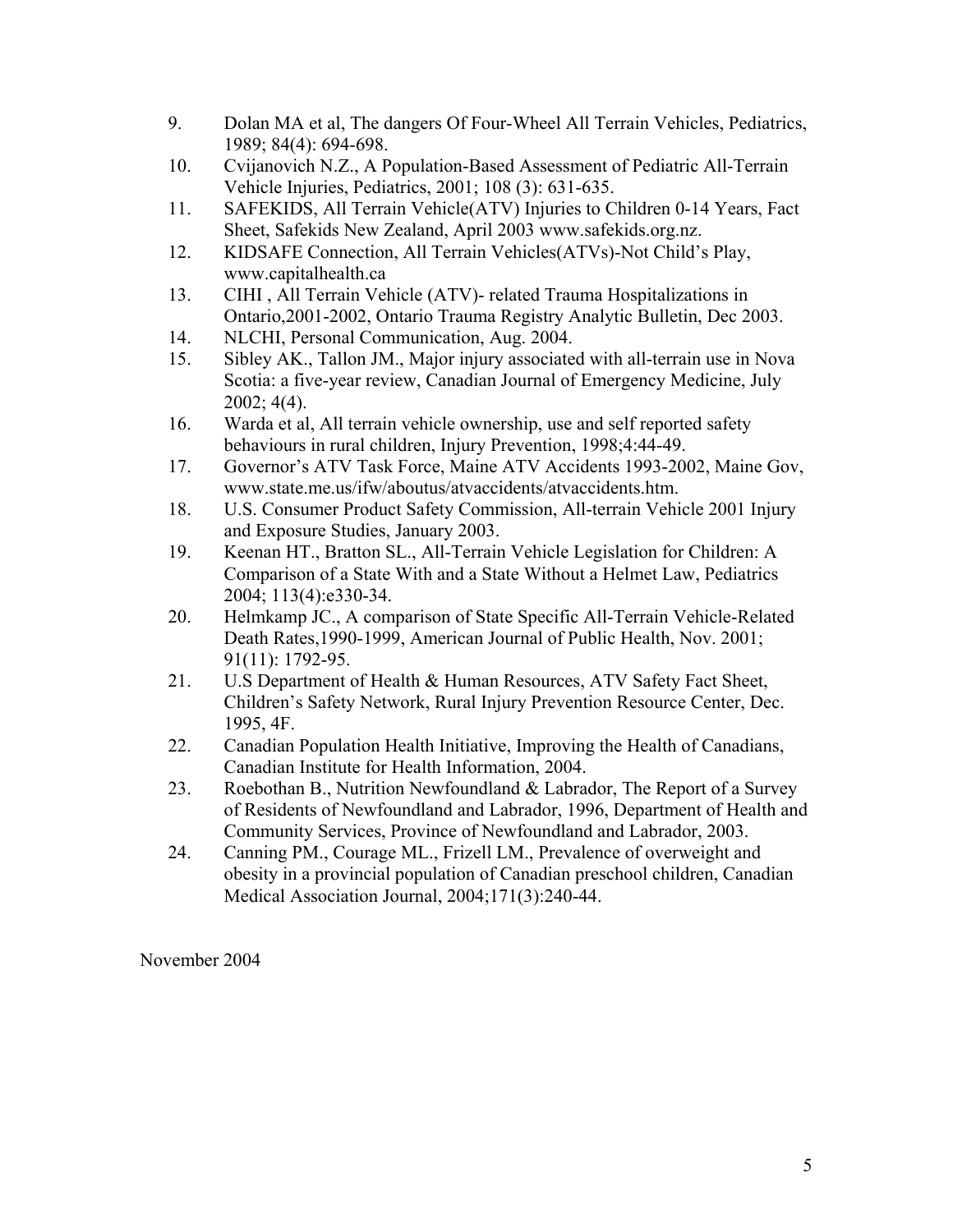9. Dolan MA et al, The dangers Of Four-Wheel All Terrain Vehicles, Pediatrics, 1989; 84(4): 694-698.
10. Cvijanovich N.Z., A Population-Based Assessment of Pediatric All-Terrain Vehicle Injuries, Pediatrics, 2001; 108 (3): 631-635.
11. SAFEKIDS, All Terrain Vehicle(ATV) Injuries to Children 0-14 Years, Fact Sheet, Safekids New Zealand, April 2003 www.safekids.org.nz.
12. KIDSAFE Connection, All Terrain Vehicles(ATVs)-Not Child's Play, www.capitalhealth.ca
13. CIHI , All Terrain Vehicle (ATV)- related Trauma Hospitalizations in Ontario,2001-2002, Ontario Trauma Registry Analytic Bulletin, Dec 2003.
14. NLCHI, Personal Communication, Aug. 2004.
15. Sibley AK., Tallon JM., Major injury associated with all-terrain use in Nova Scotia: a five-year review, Canadian Journal of Emergency Medicine, July 2002; 4(4).
16. Warda et al, All terrain vehicle ownership, use and self reported safety behaviours in rural children, Injury Prevention, 1998;4:44-49.
17. Governor's ATV Task Force, Maine ATV Accidents 1993-2002, Maine Gov, www.state.me.us/ifw/aboutus/atvaccidents/atvaccidents.htm.
18. U.S. Consumer Product Safety Commission, All-terrain Vehicle 2001 Injury and Exposure Studies, January 2003.
19. Keenan HT., Bratton SL., All-Terrain Vehicle Legislation for Children: A Comparison of a State With and a State Without a Helmet Law, Pediatrics 2004; 113(4):e330-34.
20. Helmkamp JC., A comparison of State Specific All-Terrain Vehicle-Related Death Rates,1990-1999, American Journal of Public Health, Nov. 2001; 91(11): 1792-95.
21. U.S Department of Health & Human Resources, ATV Safety Fact Sheet, Children's Safety Network, Rural Injury Prevention Resource Center, Dec. 1995, 4F.
22. Canadian Population Health Initiative, Improving the Health of Canadians, Canadian Institute for Health Information, 2004.
23. Roebothan B., Nutrition Newfoundland & Labrador, The Report of a Survey of Residents of Newfoundland and Labrador, 1996, Department of Health and Community Services, Province of Newfoundland and Labrador, 2003.
24. Canning PM., Courage ML., Frizell LM., Prevalence of overweight and obesity in a provincial population of Canadian preschool children, Canadian Medical Association Journal, 2004;171(3):240-44.

November 2004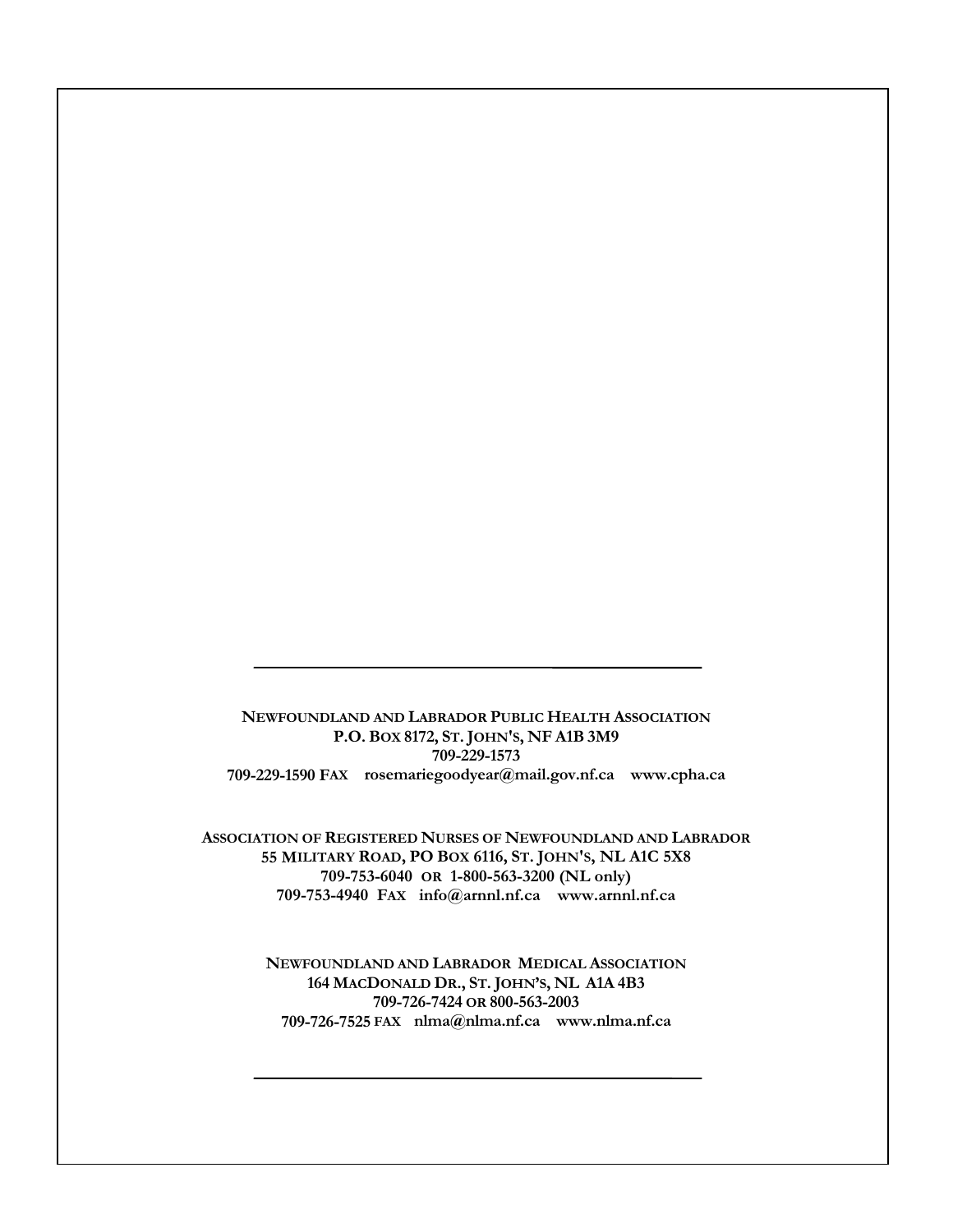---

**NEWFOUNDLAND AND LABRADOR PUBLIC HEALTH ASSOCIATION**
**P.O. BOX 8172, ST. JOHN'S, NF A1B 3M9**
**709-229-1573**
**709-229-1590 FAX rosemariegoodyear@mail.gov.nf.ca www.cpha.ca**

**ASSOCIATION OF REGISTERED NURSES OF NEWFOUNDLAND AND LABRADOR**
**55 MILITARY ROAD, PO BOX 6116, ST. JOHN'S, NL A1C 5X8**
**709-753-6040 OR 1-800-563-3200 (NL only)**
**709-753-4940 FAX info@arnnl.nf.ca www.arnnl.nf.ca**

**NEWFOUNDLAND AND LABRADOR MEDICAL ASSOCIATION**
**164 MACDONALD DR., ST. JOHN'S, NL A1A 4B3**
**709-726-7424 OR 800-563-2003**
**709-726-7525 FAX nlma@nlma.nf.ca www.nlma.nf.ca**

---